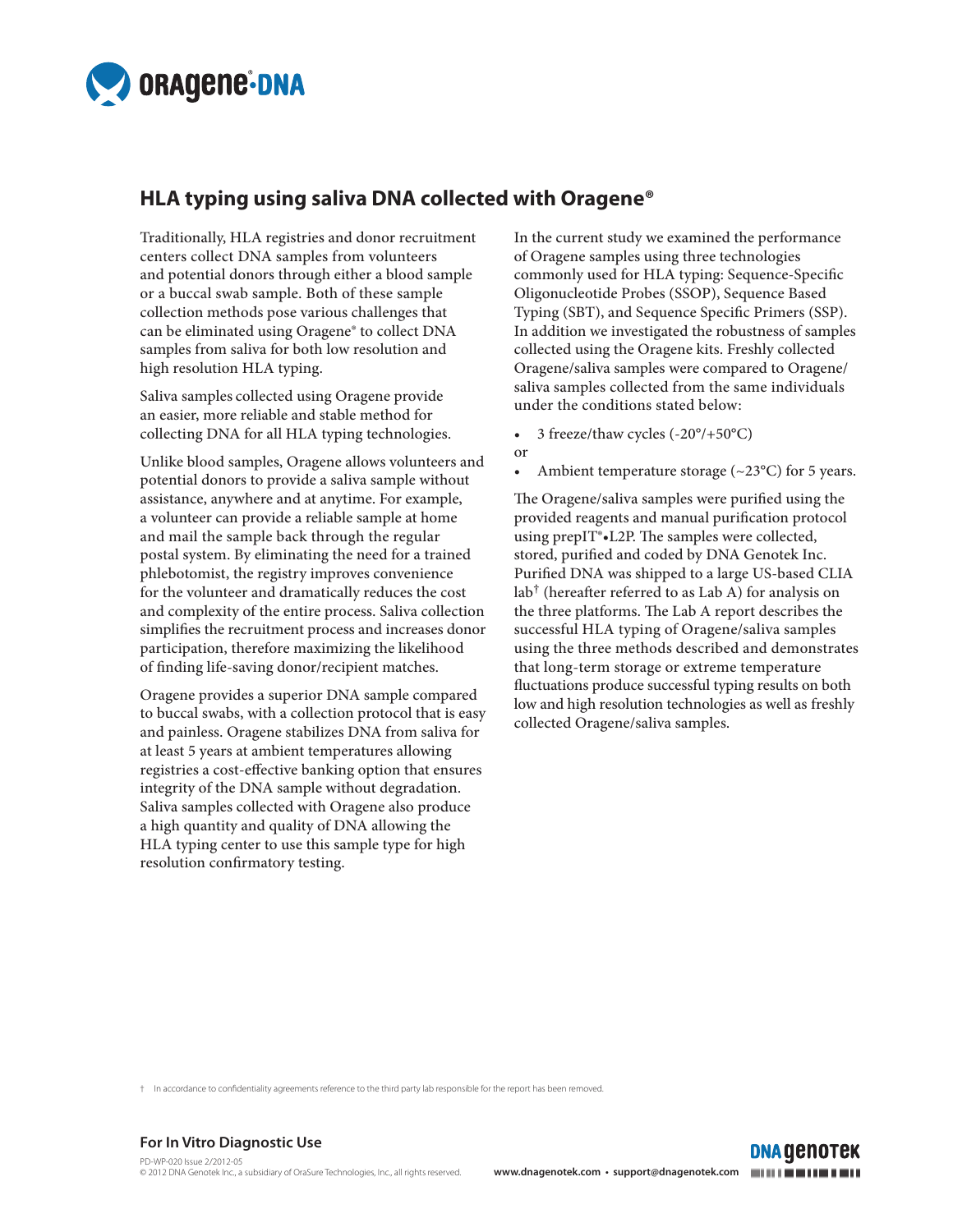## HLA typing using saliva DNA collected with Oragene®

Traditionally, HLA registries and donor recruitment centers collect DNA samples from volunteers and potential donors through either a blood sample or a buccal swab sample. Both of these sample collection methods pose various challenges that can be eliminated using Oragene® to collect DNA samples from saliva for both low resolution and high resolution HLA typing.

Saliva samples collected using Oragene provide an easier, more reliable and stable method for collecting DNA for all HLA typing technologies.

Unlike blood samples, Oragene allows volunteers and potential donors to provide a saliva sample without assistance, anywhere and at anytime. For example, a volunteer can provide a reliable sample at home and mail the sample back through the regular postal system. By eliminating the need for a trained phlebotomist, the registry improves convenience for the volunteer and dramatically reduces the cost and complexity of the entire process. Saliva collection simplifies the recruitment process and increases donor participation, therefore maximizing the likelihood of finding life-saving donor/recipient matches.

Oragene provides a superior DNA sample compared to buccal swabs, with a collection protocol that is easy and painless. Oragene stabilizes DNA from saliva for at least 5 years at ambient temperatures allowing registries a cost-effective banking option that ensures integrity of the DNA sample without degradation. Saliva samples collected with Oragene also produce a high quantity and quality of DNA allowing the HLA typing center to use this sample type for high resolution confirmatory testing.

In the current study we examined the performance of Oragene samples using three technologies commonly used for HLA typing: Sequence-Specific Oligonucleotide Probes (SSOP), Sequence Based Typing (SBT), and Sequence Specific Primers (SSP). In addition we investigated the robustness of samples collected using the Oragene kits. Freshly collected Oragene/saliva samples were compared to Oragene/saliva samples collected from the same individuals under the conditions stated below:

- 3 freeze/thaw cycles (-20°/+50°C)

or

- Ambient temperature storage (~23°C) for 5 years.

The Oragene/saliva samples were purified using the provided reagents and manual purification protocol using prepIT®•L2P. The samples were collected, stored, purified and coded by DNA Genotek Inc. Purified DNA was shipped to a large US-based CLIA lab† (hereafter referred to as Lab A) for analysis on the three platforms. The Lab A report describes the successful HLA typing of Oragene/saliva samples using the three methods described and demonstrates that long-term storage or extreme temperature fluctuations produce successful typing results on both low and high resolution technologies as well as freshly collected Oragene/saliva samples.

† In accordance to confidentiality agreements reference to the third party lab responsible for the report has been removed.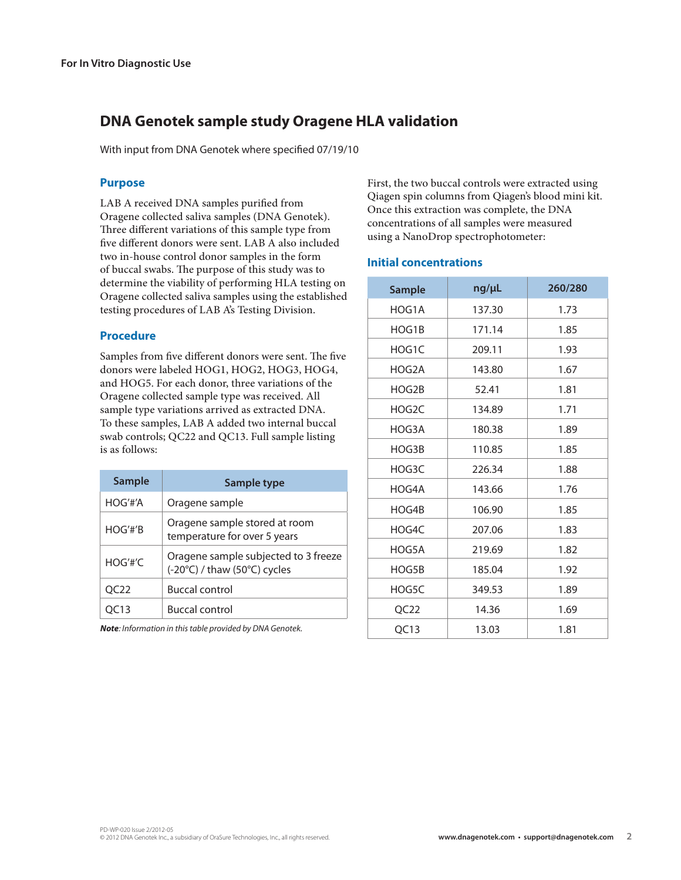For In Vitro Diagnostic Use

# DNA Genotek sample study Oragene HLA validation

With input from DNA Genotek where specified 07/19/10

## Purpose

LAB A received DNA samples purified from Oragene collected saliva samples (DNA Genotek). Three different variations of this sample type from five different donors were sent. LAB A also included two in-house control donor samples in the form of buccal swabs. The purpose of this study was to determine the viability of performing HLA testing on Oragene collected saliva samples using the established testing procedures of LAB A's Testing Division.

## Procedure

Samples from five different donors were sent. The five donors were labeled HOG1, HOG2, HOG3, HOG4, and HOG5. For each donor, three variations of the Oragene collected sample type was received. All sample type variations arrived as extracted DNA. To these samples, LAB A added two internal buccal swab controls; QC22 and QC13. Full sample listing is as follows:

| Sample | Sample type |
|---|---|
| HOG'#'A | Oragene sample |
| HOG'#'B | Oragene sample stored at room temperature for over 5 years |
| HOG'#'C | Oragene sample subjected to 3 freeze (-20°C) / thaw (50°C) cycles |
| QC22 | Buccal control |
| QC13 | Buccal control |

***Note**: Information in this table provided by DNA Genotek.*

First, the two buccal controls were extracted using Qiagen spin columns from Qiagen's blood mini kit. Once this extraction was complete, the DNA concentrations of all samples were measured using a NanoDrop spectrophotometer:

## Initial concentrations

| Sample | ng/µL | 260/280 |
|---|---|---|
| HOG1A | 137.30 | 1.73 |
| HOG1B | 171.14 | 1.85 |
| HOG1C | 209.11 | 1.93 |
| HOG2A | 143.80 | 1.67 |
| HOG2B | 52.41 | 1.81 |
| HOG2C | 134.89 | 1.71 |
| HOG3A | 180.38 | 1.89 |
| HOG3B | 110.85 | 1.85 |
| HOG3C | 226.34 | 1.88 |
| HOG4A | 143.66 | 1.76 |
| HOG4B | 106.90 | 1.85 |
| HOG4C | 207.06 | 1.83 |
| HOG5A | 219.69 | 1.82 |
| HOG5B | 185.04 | 1.92 |
| HOG5C | 349.53 | 1.89 |
| QC22 | 14.36 | 1.69 |
| QC13 | 13.03 | 1.81 |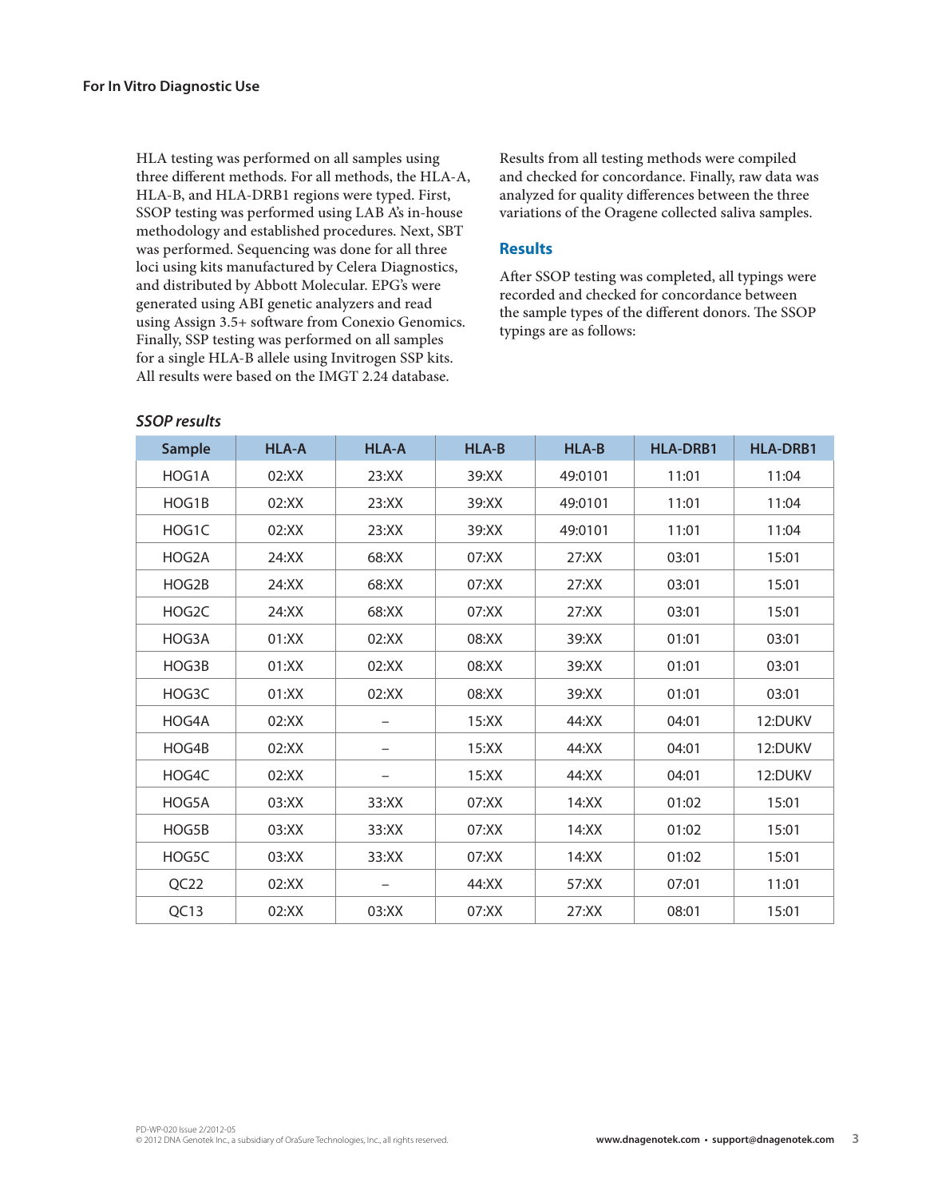HLA testing was performed on all samples using three different methods. For all methods, the HLA-A, HLA-B, and HLA-DRB1 regions were typed. First, SSOP testing was performed using LAB A's in-house methodology and established procedures. Next, SBT was performed. Sequencing was done for all three loci using kits manufactured by Celera Diagnostics, and distributed by Abbott Molecular. EPG's were generated using ABI genetic analyzers and read using Assign 3.5+ software from Conexio Genomics. Finally, SSP testing was performed on all samples for a single HLA-B allele using Invitrogen SSP kits. All results were based on the IMGT 2.24 database.

Results from all testing methods were compiled and checked for concordance. Finally, raw data was analyzed for quality differences between the three variations of the Oragene collected saliva samples.

## Results

After SSOP testing was completed, all typings were recorded and checked for concordance between the sample types of the different donors. The SSOP typings are as follows:

***SSOP results***

| Sample | HLA-A | HLA-A | HLA-B | HLA-B | HLA-DRB1 | HLA-DRB1 |
|---|---|---|---|---|---|---|
| HOG1A | 02:XX | 23:XX | 39:XX | 49:0101 | 11:01 | 11:04 |
| HOG1B | 02:XX | 23:XX | 39:XX | 49:0101 | 11:01 | 11:04 |
| HOG1C | 02:XX | 23:XX | 39:XX | 49:0101 | 11:01 | 11:04 |
| HOG2A | 24:XX | 68:XX | 07:XX | 27:XX | 03:01 | 15:01 |
| HOG2B | 24:XX | 68:XX | 07:XX | 27:XX | 03:01 | 15:01 |
| HOG2C | 24:XX | 68:XX | 07:XX | 27:XX | 03:01 | 15:01 |
| HOG3A | 01:XX | 02:XX | 08:XX | 39:XX | 01:01 | 03:01 |
| HOG3B | 01:XX | 02:XX | 08:XX | 39:XX | 01:01 | 03:01 |
| HOG3C | 01:XX | 02:XX | 08:XX | 39:XX | 01:01 | 03:01 |
| HOG4A | 02:XX | – | 15:XX | 44:XX | 04:01 | 12:DUKV |
| HOG4B | 02:XX | – | 15:XX | 44:XX | 04:01 | 12:DUKV |
| HOG4C | 02:XX | – | 15:XX | 44:XX | 04:01 | 12:DUKV |
| HOG5A | 03:XX | 33:XX | 07:XX | 14:XX | 01:02 | 15:01 |
| HOG5B | 03:XX | 33:XX | 07:XX | 14:XX | 01:02 | 15:01 |
| HOG5C | 03:XX | 33:XX | 07:XX | 14:XX | 01:02 | 15:01 |
| QC22 | 02:XX | – | 44:XX | 57:XX | 07:01 | 11:01 |
| QC13 | 02:XX | 03:XX | 07:XX | 27:XX | 08:01 | 15:01 |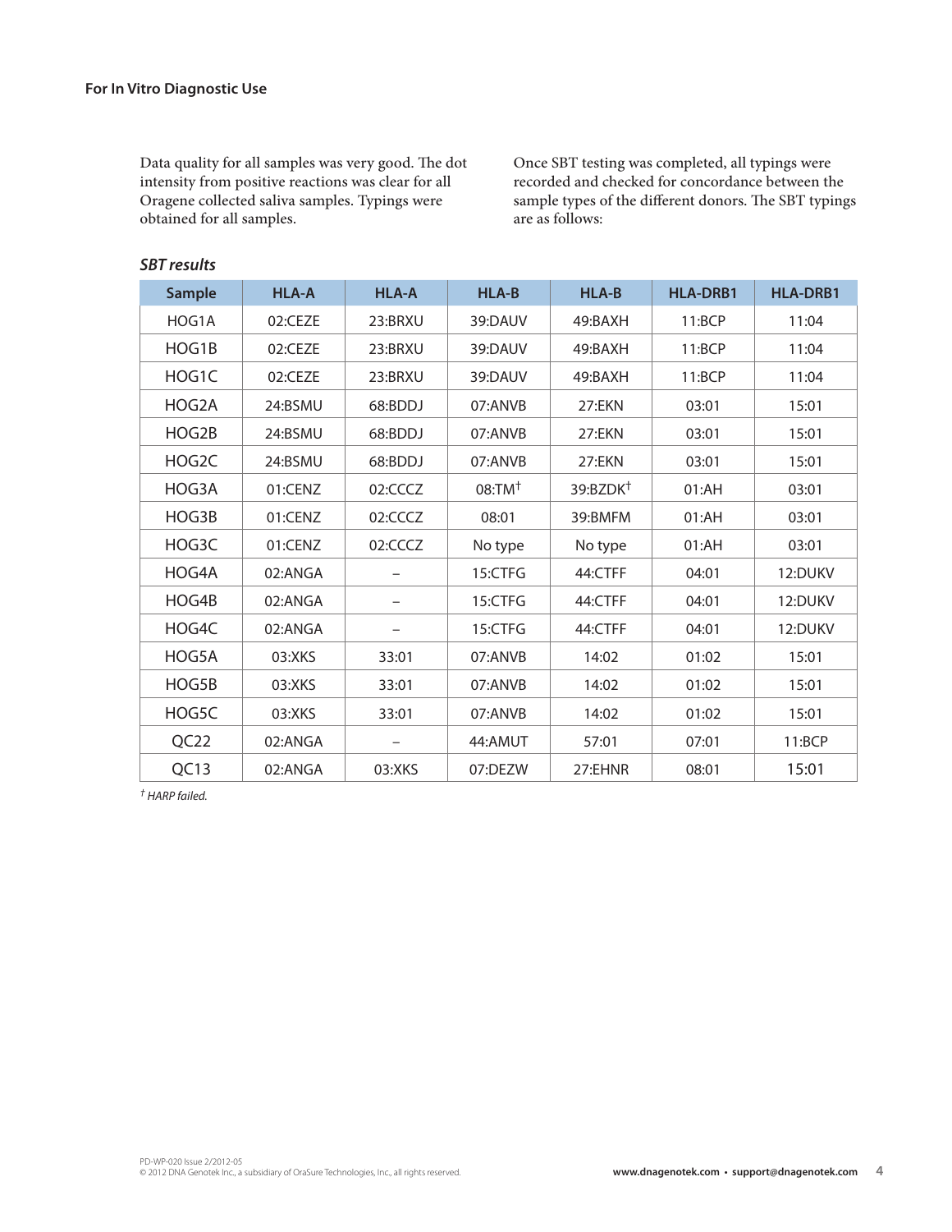**For In Vitro Diagnostic Use**

Data quality for all samples was very good. The dot intensity from positive reactions was clear for all Oragene collected saliva samples. Typings were obtained for all samples.

Once SBT testing was completed, all typings were recorded and checked for concordance between the sample types of the different donors. The SBT typings are as follows:

*SBT results*

| Sample | HLA-A | HLA-A | HLA-B | HLA-B | HLA-DRB1 | HLA-DRB1 |
|---|---|---|---|---|---|---|
| HOG1A | 02:CEZE | 23:BRXU | 39:DAUV | 49:BAXH | 11:BCP | 11:04 |
| HOG1B | 02:CEZE | 23:BRXU | 39:DAUV | 49:BAXH | 11:BCP | 11:04 |
| HOG1C | 02:CEZE | 23:BRXU | 39:DAUV | 49:BAXH | 11:BCP | 11:04 |
| HOG2A | 24:BSMU | 68:BDDJ | 07:ANVB | 27:EKN | 03:01 | 15:01 |
| HOG2B | 24:BSMU | 68:BDDJ | 07:ANVB | 27:EKN | 03:01 | 15:01 |
| HOG2C | 24:BSMU | 68:BDDJ | 07:ANVB | 27:EKN | 03:01 | 15:01 |
| HOG3A | 01:CENZ | 02:CCCZ | 08:TM† | 39:BZDK† | 01:AH | 03:01 |
| HOG3B | 01:CENZ | 02:CCCZ | 08:01 | 39:BMFM | 01:AH | 03:01 |
| HOG3C | 01:CENZ | 02:CCCZ | No type | No type | 01:AH | 03:01 |
| HOG4A | 02:ANGA | – | 15:CTFG | 44:CTFF | 04:01 | 12:DUKV |
| HOG4B | 02:ANGA | – | 15:CTFG | 44:CTFF | 04:01 | 12:DUKV |
| HOG4C | 02:ANGA | – | 15:CTFG | 44:CTFF | 04:01 | 12:DUKV |
| HOG5A | 03:XKS | 33:01 | 07:ANVB | 14:02 | 01:02 | 15:01 |
| HOG5B | 03:XKS | 33:01 | 07:ANVB | 14:02 | 01:02 | 15:01 |
| HOG5C | 03:XKS | 33:01 | 07:ANVB | 14:02 | 01:02 | 15:01 |
| QC22 | 02:ANGA | – | 44:AMUT | 57:01 | 07:01 | 11:BCP |
| QC13 | 02:ANGA | 03:XKS | 07:DEZW | 27:EHNR | 08:01 | 15:01 |

*† HARP failed.*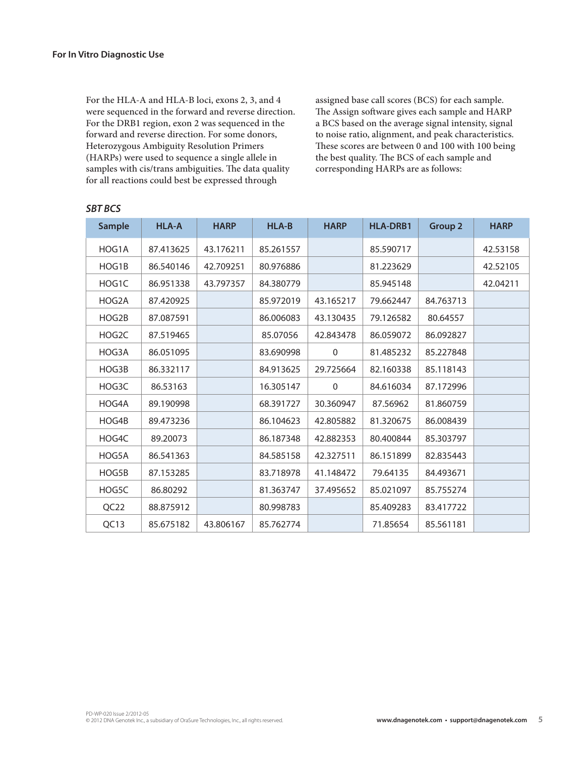**For In Vitro Diagnostic Use**

For the HLA-A and HLA-B loci, exons 2, 3, and 4 were sequenced in the forward and reverse direction. For the DRB1 region, exon 2 was sequenced in the forward and reverse direction. For some donors, Heterozygous Ambiguity Resolution Primers (HARPs) were used to sequence a single allele in samples with cis/trans ambiguities. The data quality for all reactions could best be expressed through assigned base call scores (BCS) for each sample. The Assign software gives each sample and HARP a BCS based on the average signal intensity, signal to noise ratio, alignment, and peak characteristics. These scores are between 0 and 100 with 100 being the best quality. The BCS of each sample and corresponding HARPs are as follows:

***SBT BCS***

| Sample | HLA-A | HARP | HLA-B | HARP | HLA-DRB1 | Group 2 | HARP |
|---|---|---|---|---|---|---|---|
| HOG1A | 87.413625 | 43.176211 | 85.261557 | | 85.590717 | | 42.53158 |
| HOG1B | 86.540146 | 42.709251 | 80.976886 | | 81.223629 | | 42.52105 |
| HOG1C | 86.951338 | 43.797357 | 84.380779 | | 85.945148 | | 42.04211 |
| HOG2A | 87.420925 | | 85.972019 | 43.165217 | 79.662447 | 84.763713 | |
| HOG2B | 87.087591 | | 86.006083 | 43.130435 | 79.126582 | 80.64557 | |
| HOG2C | 87.519465 | | 85.07056 | 42.843478 | 86.059072 | 86.092827 | |
| HOG3A | 86.051095 | | 83.690998 | 0 | 81.485232 | 85.227848 | |
| HOG3B | 86.332117 | | 84.913625 | 29.725664 | 82.160338 | 85.118143 | |
| HOG3C | 86.53163 | | 16.305147 | 0 | 84.616034 | 87.172996 | |
| HOG4A | 89.190998 | | 68.391727 | 30.360947 | 87.56962 | 81.860759 | |
| HOG4B | 89.473236 | | 86.104623 | 42.805882 | 81.320675 | 86.008439 | |
| HOG4C | 89.20073 | | 86.187348 | 42.882353 | 80.400844 | 85.303797 | |
| HOG5A | 86.541363 | | 84.585158 | 42.327511 | 86.151899 | 82.835443 | |
| HOG5B | 87.153285 | | 83.718978 | 41.148472 | 79.64135 | 84.493671 | |
| HOG5C | 86.80292 | | 81.363747 | 37.495652 | 85.021097 | 85.755274 | |
| QC22 | 88.875912 | | 80.998783 | | 85.409283 | 83.417722 | |
| QC13 | 85.675182 | 43.806167 | 85.762774 | | 71.85654 | 85.561181 | |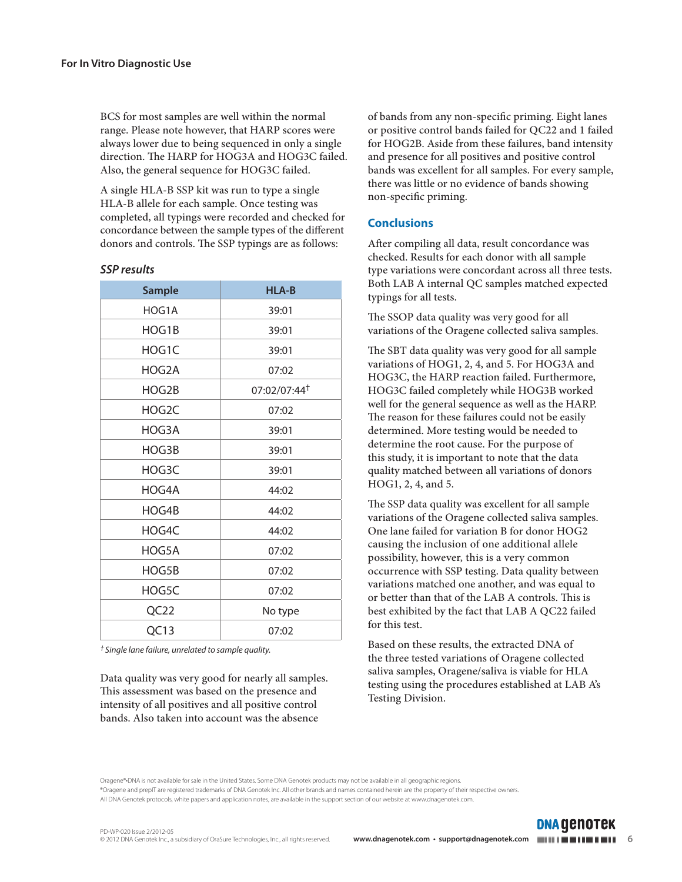BCS for most samples are well within the normal range. Please note however, that HARP scores were always lower due to being sequenced in only a single direction. The HARP for HOG3A and HOG3C failed. Also, the general sequence for HOG3C failed.

A single HLA-B SSP kit was run to type a single HLA-B allele for each sample. Once testing was completed, all typings were recorded and checked for concordance between the sample types of the different donors and controls. The SSP typings are as follows:

### *SSP results*

| Sample | HLA-B |
|---|---|
| HOG1A | 39:01 |
| HOG1B | 39:01 |
| HOG1C | 39:01 |
| HOG2A | 07:02 |
| HOG2B | 07:02/07:44† |
| HOG2C | 07:02 |
| HOG3A | 39:01 |
| HOG3B | 39:01 |
| HOG3C | 39:01 |
| HOG4A | 44:02 |
| HOG4B | 44:02 |
| HOG4C | 44:02 |
| HOG5A | 07:02 |
| HOG5B | 07:02 |
| HOG5C | 07:02 |
| QC22 | No type |
| QC13 | 07:02 |

*† Single lane failure, unrelated to sample quality.*

Data quality was very good for nearly all samples. This assessment was based on the presence and intensity of all positives and all positive control bands. Also taken into account was the absence of bands from any non-specific priming. Eight lanes or positive control bands failed for QC22 and 1 failed for HOG2B. Aside from these failures, band intensity and presence for all positives and positive control bands was excellent for all samples. For every sample, there was little or no evidence of bands showing non-specific priming.

## Conclusions

After compiling all data, result concordance was checked. Results for each donor with all sample type variations were concordant across all three tests. Both LAB A internal QC samples matched expected typings for all tests.

The SSOP data quality was very good for all variations of the Oragene collected saliva samples.

The SBT data quality was very good for all sample variations of HOG1, 2, 4, and 5. For HOG3A and HOG3C, the HARP reaction failed. Furthermore, HOG3C failed completely while HOG3B worked well for the general sequence as well as the HARP. The reason for these failures could not be easily determined. More testing would be needed to determine the root cause. For the purpose of this study, it is important to note that the data quality matched between all variations of donors HOG1, 2, 4, and 5.

The SSP data quality was excellent for all sample variations of the Oragene collected saliva samples. One lane failed for variation B for donor HOG2 causing the inclusion of one additional allele possibility, however, this is a very common occurrence with SSP testing. Data quality between variations matched one another, and was equal to or better than that of the LAB A controls. This is best exhibited by the fact that LAB A QC22 failed for this test.

Based on these results, the extracted DNA of the three tested variations of Oragene collected saliva samples, Oragene/saliva is viable for HLA testing using the procedures established at LAB A's Testing Division.

Oragene®•DNA is not available for sale in the United States. Some DNA Genotek products may not be available in all geographic regions.
®Oragene and prepIT are registered trademarks of DNA Genotek Inc. All other brands and names contained herein are the property of their respective owners.
All DNA Genotek protocols, white papers and application notes, are available in the support section of our website at www.dnagenotek.com.

PD-WP-020 Issue 2/2012-05
© 2012 DNA Genotek Inc., a subsidiary of OraSure Technologies, Inc., all rights reserved.